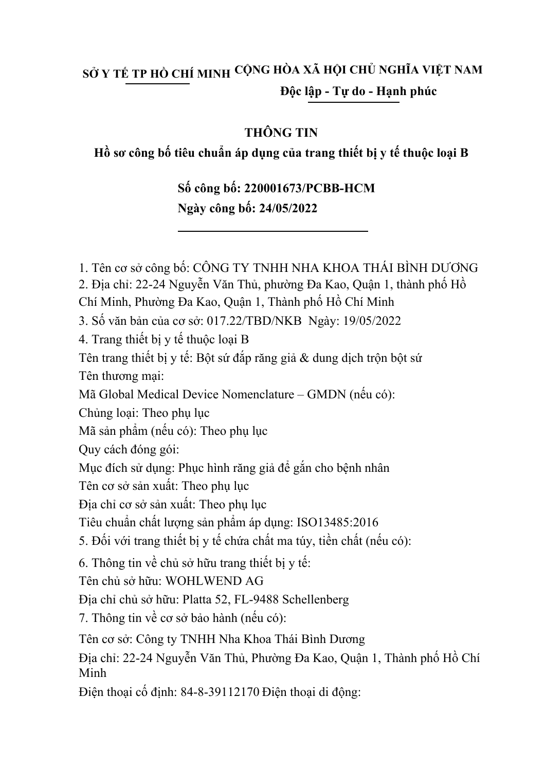**SỞ Y TẾ TP HỒ CHÍ MINH** **CỘNG HÒA XÃ HỘI CHỦ NGHĨA VIỆT NAM**

**Độc lập - Tự do - Hạnh phúc**

**THÔNG TIN**

**Hồ sơ công bố tiêu chuẩn áp dụng của trang thiết bị y tế thuộc loại B**

**Số công bố: 220001673/PCBB-HCM**

**Ngày công bố: 24/05/2022**

1. Tên cơ sở công bố: CÔNG TY TNHH NHA KHOA THÁI BÌNH DƯƠNG
2. Địa chỉ: 22-24 Nguyễn Văn Thủ, phường Đa Kao, Quận 1, thành phố Hồ Chí Minh, Phường Đa Kao, Quận 1, Thành phố Hồ Chí Minh
3. Số văn bản của cơ sở: 017.22/TBD/NKB Ngày: 19/05/2022
4. Trang thiết bị y tế thuộc loại B

Tên trang thiết bị y tế: Bột sứ đắp răng giả & dung dịch trộn bột sứ

Tên thương mại:

Mã Global Medical Device Nomenclature – GMDN (nếu có):

Chủng loại: Theo phụ lục

Mã sản phẩm (nếu có): Theo phụ lục

Quy cách đóng gói:

Mục đích sử dụng: Phục hình răng giả để gắn cho bệnh nhân

Tên cơ sở sản xuất: Theo phụ lục

Địa chỉ cơ sở sản xuất: Theo phụ lục

Tiêu chuẩn chất lượng sản phẩm áp dụng: ISO13485:2016

5. Đối với trang thiết bị y tế chứa chất ma túy, tiền chất (nếu có):
6. Thông tin về chủ sở hữu trang thiết bị y tế:

Tên chủ sở hữu: WOHLWEND AG

Địa chỉ chủ sở hữu: Platta 52, FL-9488 Schellenberg

7. Thông tin về cơ sở bảo hành (nếu có):

Tên cơ sở: Công ty TNHH Nha Khoa Thái Bình Dương

Địa chỉ: 22-24 Nguyễn Văn Thủ, Phường Đa Kao, Quận 1, Thành phố Hồ Chí Minh

Điện thoại cố định: 84-8-39112170 Điện thoại di động: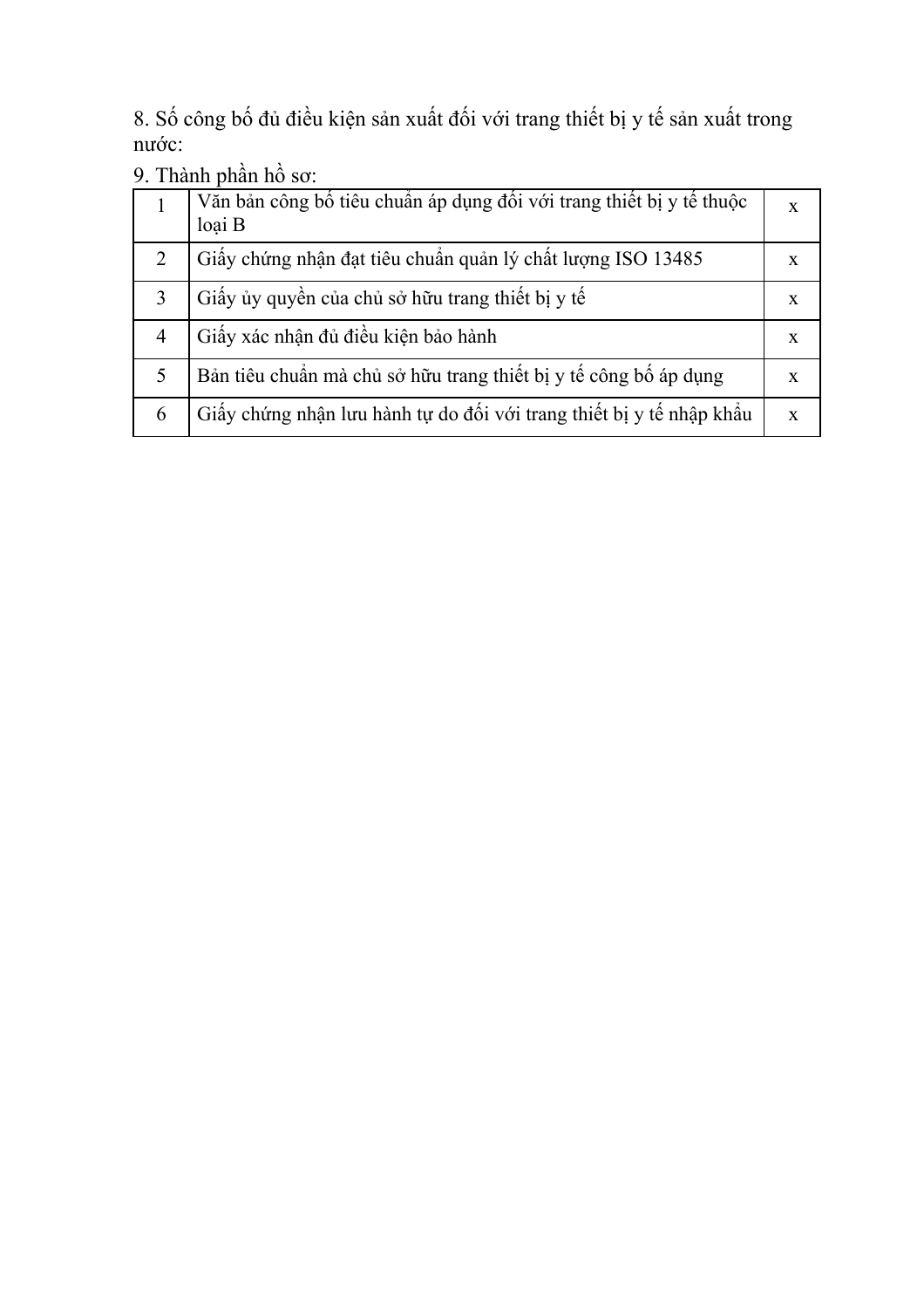8. Số công bố đủ điều kiện sản xuất đối với trang thiết bị y tế sản xuất trong nước:

9. Thành phần hồ sơ:

| | | |
|---|---|---|
| 1 | Văn bản công bố tiêu chuẩn áp dụng đối với trang thiết bị y tế thuộc loại B | x |
| 2 | Giấy chứng nhận đạt tiêu chuẩn quản lý chất lượng ISO 13485 | x |
| 3 | Giấy ủy quyền của chủ sở hữu trang thiết bị y tế | x |
| 4 | Giấy xác nhận đủ điều kiện bảo hành | x |
| 5 | Bản tiêu chuẩn mà chủ sở hữu trang thiết bị y tế công bố áp dụng | x |
| 6 | Giấy chứng nhận lưu hành tự do đối với trang thiết bị y tế nhập khẩu | x |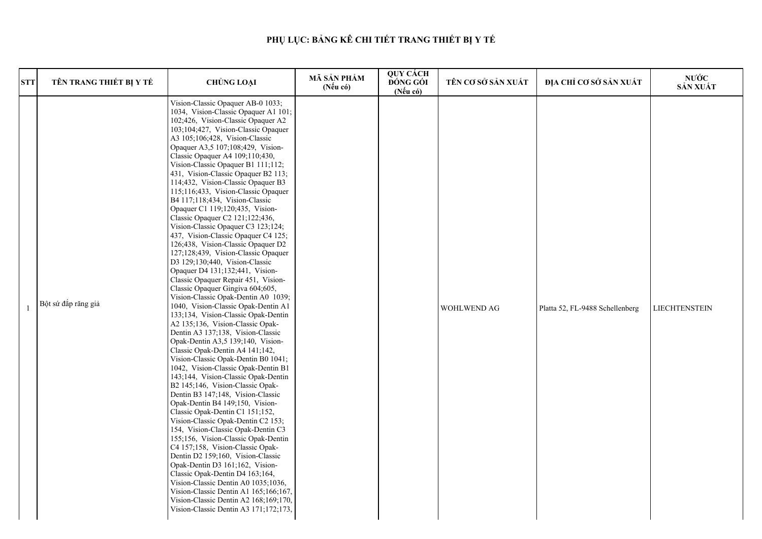# PHỤ LỤC: BẢNG KÊ CHI TIẾT TRANG THIẾT BỊ Y TẾ

| STT | TÊN TRANG THIẾT BỊ Y TẾ | CHỦNG LOẠI | MÃ SẢN PHẨM (Nếu có) | QUY CÁCH ĐÓNG GÓI (Nếu có) | TÊN CƠ SỞ SẢN XUẤT | ĐỊA CHỈ CƠ SỞ SẢN XUẤT | NƯỚC SẢN XUẤT |
|---|---|---|---|---|---|---|---|
| 1 | Bột sứ đắp răng giả | Vision-Classic Opaquer AB-0 1033; 1034, Vision-Classic Opaquer A1 101; 102;426, Vision-Classic Opaquer A2 103;104;427, Vision-Classic Opaquer A3 105;106;428, Vision-Classic Opaquer A3,5 107;108;429, Vision-Classic Opaquer A4 109;110;430, Vision-Classic Opaquer B1 111;112; 431, Vision-Classic Opaquer B2 113; 114;432, Vision-Classic Opaquer B3 115;116;433, Vision-Classic Opaquer B4 117;118;434, Vision-Classic Opaquer C1 119;120;435, Vision-Classic Opaquer C2 121;122;436, Vision-Classic Opaquer C3 123;124; 437, Vision-Classic Opaquer C4 125; 126;438, Vision-Classic Opaquer D2 127;128;439, Vision-Classic Opaquer D3 129;130;440, Vision-Classic Opaquer D4 131;132;441, Vision-Classic Opaquer Repair 451, Vision-Classic Opaquer Gingiva 604;605, Vision-Classic Opak-Dentin A0 1039; 1040, Vision-Classic Opak-Dentin A1 133;134, Vision-Classic Opak-Dentin A2 135;136, Vision-Classic Opak-Dentin A3 137;138, Vision-Classic Opak-Dentin A3,5 139;140, Vision-Classic Opak-Dentin A4 141;142, Vision-Classic Opak-Dentin B0 1041; 1042, Vision-Classic Opak-Dentin B1 143;144, Vision-Classic Opak-Dentin B2 145;146, Vision-Classic Opak-Dentin B3 147;148, Vision-Classic Opak-Dentin B4 149;150, Vision-Classic Opak-Dentin C1 151;152, Vision-Classic Opak-Dentin C2 153; 154, Vision-Classic Opak-Dentin C3 155;156, Vision-Classic Opak-Dentin C4 157;158, Vision-Classic Opak-Dentin D2 159;160, Vision-Classic Opak-Dentin D3 161;162, Vision-Classic Opak-Dentin D4 163;164, Vision-Classic Dentin A0 1035;1036, Vision-Classic Dentin A1 165;166;167, Vision-Classic Dentin A2 168;169;170, Vision-Classic Dentin A3 171;172;173, | | | WOHLWEND AG | Platta 52, FL-9488 Schellenberg | LIECHTENSTEIN |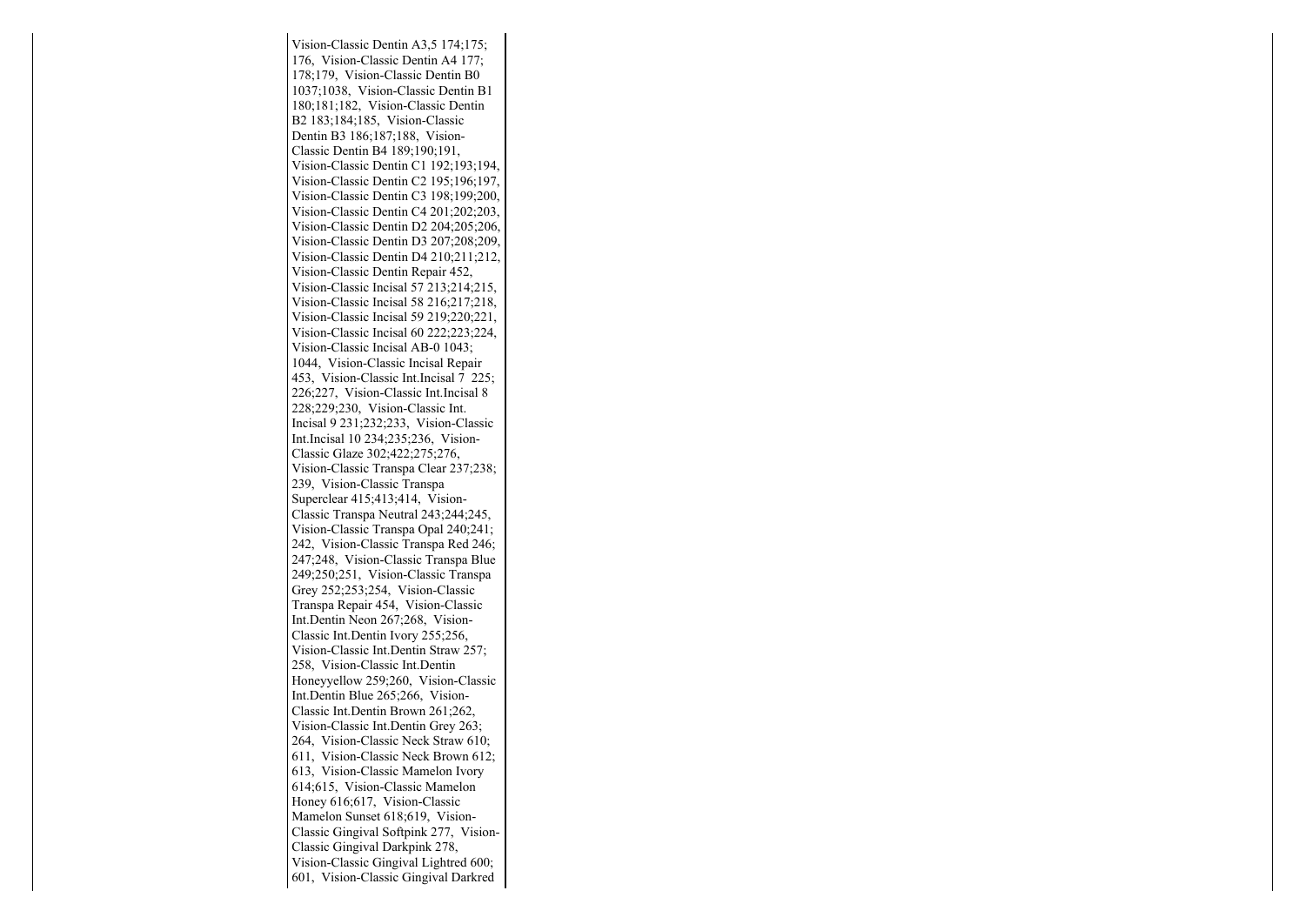Vision-Classic Dentin A3,5 174;175; 176, Vision-Classic Dentin A4 177; 178;179, Vision-Classic Dentin B0 1037;1038, Vision-Classic Dentin B1 180;181;182, Vision-Classic Dentin B2 183;184;185, Vision-Classic Dentin B3 186;187;188, Vision-Classic Dentin B4 189;190;191, Vision-Classic Dentin C1 192;193;194, Vision-Classic Dentin C2 195;196;197, Vision-Classic Dentin C3 198;199;200, Vision-Classic Dentin C4 201;202;203, Vision-Classic Dentin D2 204;205;206, Vision-Classic Dentin D3 207;208;209, Vision-Classic Dentin D4 210;211;212, Vision-Classic Dentin Repair 452, Vision-Classic Incisal 57 213;214;215, Vision-Classic Incisal 58 216;217;218, Vision-Classic Incisal 59 219;220;221, Vision-Classic Incisal 60 222;223;224, Vision-Classic Incisal AB-0 1043; 1044, Vision-Classic Incisal Repair 453, Vision-Classic Int.Incisal 7 225; 226;227, Vision-Classic Int.Incisal 8 228;229;230, Vision-Classic Int. Incisal 9 231;232;233, Vision-Classic Int.Incisal 10 234;235;236, Vision-Classic Glaze 302;422;275;276, Vision-Classic Transpa Clear 237;238; 239, Vision-Classic Transpa Superclear 415;413;414, Vision-Classic Transpa Neutral 243;244;245, Vision-Classic Transpa Opal 240;241; 242, Vision-Classic Transpa Red 246; 247;248, Vision-Classic Transpa Blue 249;250;251, Vision-Classic Transpa Grey 252;253;254, Vision-Classic Transpa Repair 454, Vision-Classic Int.Dentin Neon 267;268, Vision-Classic Int.Dentin Ivory 255;256, Vision-Classic Int.Dentin Straw 257; 258, Vision-Classic Int.Dentin Honeyyellow 259;260, Vision-Classic Int.Dentin Blue 265;266, Vision-Classic Int.Dentin Brown 261;262, Vision-Classic Int.Dentin Grey 263; 264, Vision-Classic Neck Straw 610; 611, Vision-Classic Neck Brown 612; 613, Vision-Classic Mamelon Ivory 614;615, Vision-Classic Mamelon Honey 616;617, Vision-Classic Mamelon Sunset 618;619, Vision-Classic Gingival Softpink 277, Vision-Classic Gingival Darkpink 278, Vision-Classic Gingival Lightred 600; 601, Vision-Classic Gingival Darkred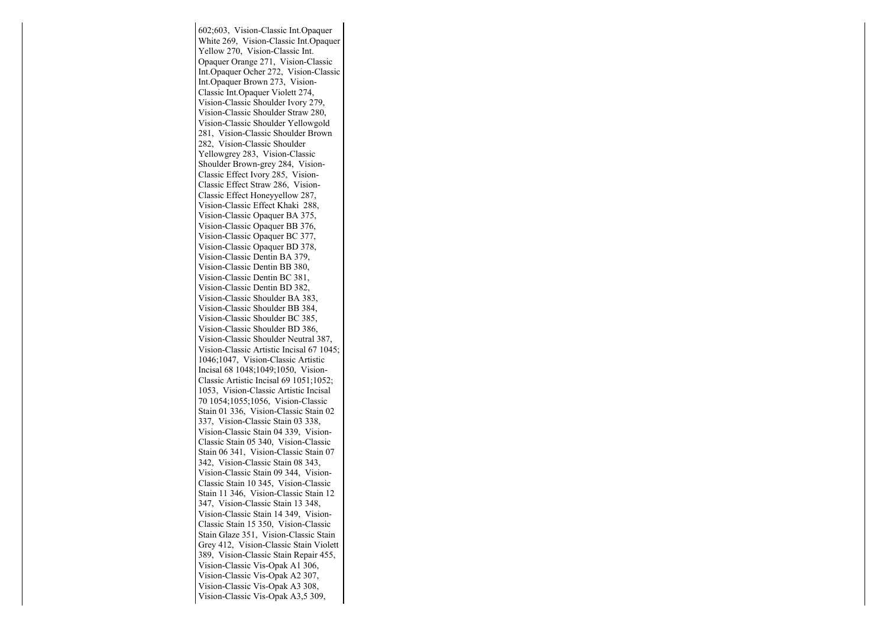602;603, Vision-Classic Int.Opaquer White 269, Vision-Classic Int.Opaquer Yellow 270, Vision-Classic Int. Opaquer Orange 271, Vision-Classic Int.Opaquer Ocher 272, Vision-Classic Int.Opaquer Brown 273, Vision-Classic Int.Opaquer Violett 274, Vision-Classic Shoulder Ivory 279, Vision-Classic Shoulder Straw 280, Vision-Classic Shoulder Yellowgold 281, Vision-Classic Shoulder Brown 282, Vision-Classic Shoulder Yellowgrey 283, Vision-Classic Shoulder Brown-grey 284, Vision-Classic Effect Ivory 285, Vision-Classic Effect Straw 286, Vision-Classic Effect Honeyyellow 287, Vision-Classic Effect Khaki 288, Vision-Classic Opaquer BA 375, Vision-Classic Opaquer BB 376, Vision-Classic Opaquer BC 377, Vision-Classic Opaquer BD 378, Vision-Classic Dentin BA 379, Vision-Classic Dentin BB 380, Vision-Classic Dentin BC 381, Vision-Classic Dentin BD 382, Vision-Classic Shoulder BA 383, Vision-Classic Shoulder BB 384, Vision-Classic Shoulder BC 385, Vision-Classic Shoulder BD 386, Vision-Classic Shoulder Neutral 387, Vision-Classic Artistic Incisal 67 1045; 1046;1047, Vision-Classic Artistic Incisal 68 1048;1049;1050, Vision-Classic Artistic Incisal 69 1051;1052; 1053, Vision-Classic Artistic Incisal 70 1054;1055;1056, Vision-Classic Stain 01 336, Vision-Classic Stain 02 337, Vision-Classic Stain 03 338, Vision-Classic Stain 04 339, Vision-Classic Stain 05 340, Vision-Classic Stain 06 341, Vision-Classic Stain 07 342, Vision-Classic Stain 08 343, Vision-Classic Stain 09 344, Vision-Classic Stain 10 345, Vision-Classic Stain 11 346, Vision-Classic Stain 12 347, Vision-Classic Stain 13 348, Vision-Classic Stain 14 349, Vision-Classic Stain 15 350, Vision-Classic Stain Glaze 351, Vision-Classic Stain Grey 412, Vision-Classic Stain Violett 389, Vision-Classic Stain Repair 455, Vision-Classic Vis-Opak A1 306, Vision-Classic Vis-Opak A2 307, Vision-Classic Vis-Opak A3 308, Vision-Classic Vis-Opak A3,5 309,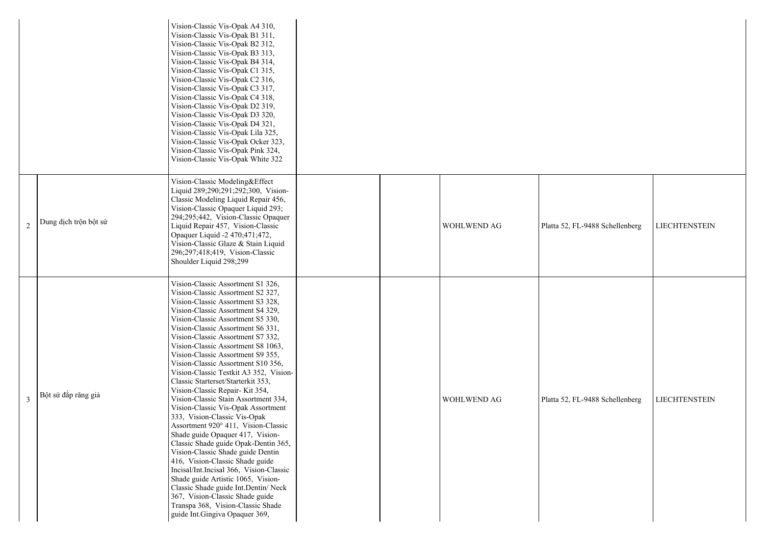| | | | | | | | |
|---|---|---|---|---|---|---|---|
| | | Vision-Classic Vis-Opak A4 310, Vision-Classic Vis-Opak B1 311, Vision-Classic Vis-Opak B2 312, Vision-Classic Vis-Opak B3 313, Vision-Classic Vis-Opak B4 314, Vision-Classic Vis-Opak C1 315, Vision-Classic Vis-Opak C2 316, Vision-Classic Vis-Opak C3 317, Vision-Classic Vis-Opak C4 318, Vision-Classic Vis-Opak D2 319, Vision-Classic Vis-Opak D3 320, Vision-Classic Vis-Opak D4 321, Vision-Classic Vis-Opak Lila 325, Vision-Classic Vis-Opak Ocker 323, Vision-Classic Vis-Opak Pink 324, Vision-Classic Vis-Opak White 322 | | | | | |
| 2 | Dung dịch trộn bột sứ | Vision-Classic Modeling&Effect Liquid 289;290;291;292;300, Vision-Classic Modeling Liquid Repair 456, Vision-Classic Opaquer Liquid 293; 294;295;442, Vision-Classic Opaquer Liquid Repair 457, Vision-Classic Opaquer Liquid -2 470;471;472, Vision-Classic Glaze & Stain Liquid 296;297;418;419, Vision-Classic Shoulder Liquid 298;299 | | | WOHLWEND AG | Platta 52, FL-9488 Schellenberg | LIECHTENSTEIN |
| 3 | Bột sứ đắp răng giả | Vision-Classic Assortment S1 326, Vision-Classic Assortment S2 327, Vision-Classic Assortment S3 328, Vision-Classic Assortment S4 329, Vision-Classic Assortment S5 330, Vision-Classic Assortment S6 331, Vision-Classic Assortment S7 332, Vision-Classic Assortment S8 1063, Vision-Classic Assortment S9 355, Vision-Classic Assortment S10 356, Vision-Classic Testkit A3 352, Vision-Classic Starterset/Starterkit 353, Vision-Classic Repair- Kit 354, Vision-Classic Stain Assortment 334, Vision-Classic Vis-Opak Assortment 333, Vision-Classic Vis-Opak Assortment 920° 411, Vision-Classic Shade guide Opaquer 417, Vision-Classic Shade guide Opak-Dentin 365, Vision-Classic Shade guide Dentin 416, Vision-Classic Shade guide Incisal/Int.Incisal 366, Vision-Classic Shade guide Artistic 1065, Vision-Classic Shade guide Int.Dentin/ Neck 367, Vision-Classic Shade guide Transpa 368, Vision-Classic Shade guide Int.Gingiva Opaquer 369, | | | WOHLWEND AG | Platta 52, FL-9488 Schellenberg | LIECHTENSTEIN |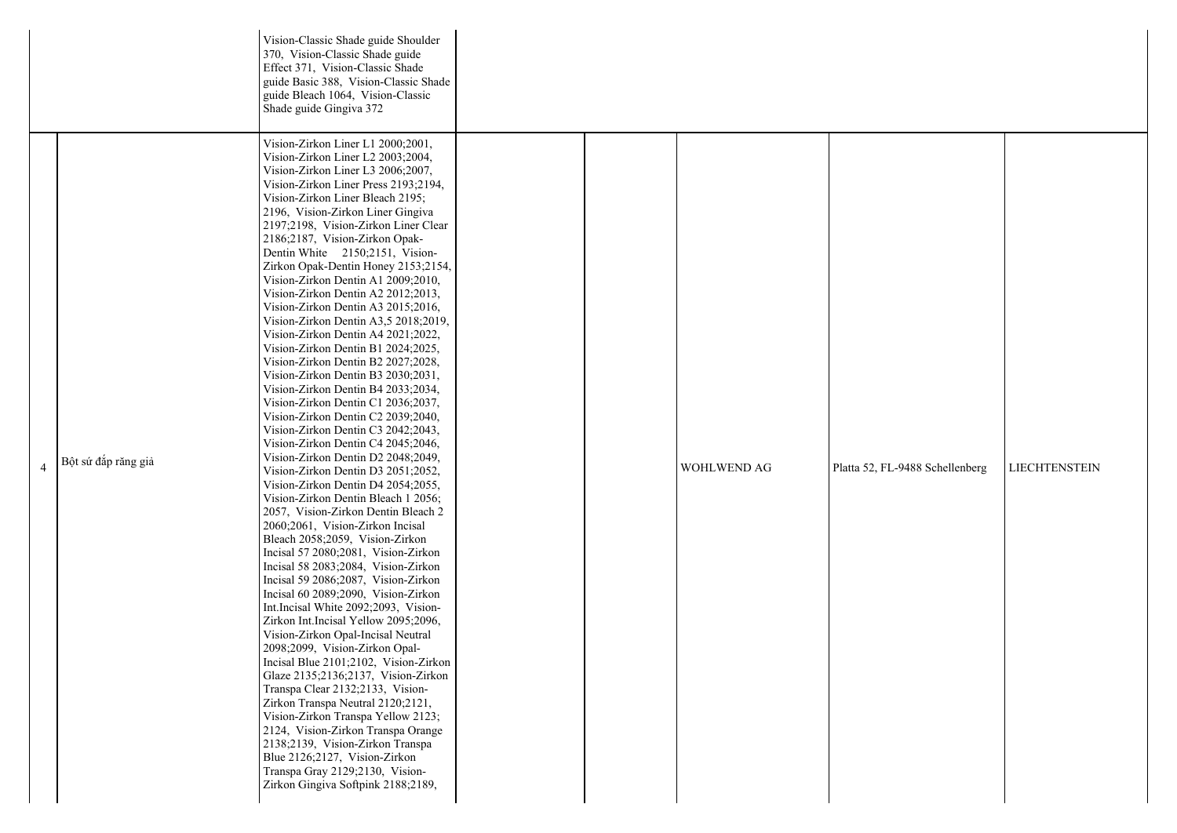|  |  |  |  |  |  |  |  |
|---|---|---|---|---|---|---|---|
|  |  | Vision-Classic Shade guide Shoulder 370, Vision-Classic Shade guide Effect 371, Vision-Classic Shade guide Basic 388, Vision-Classic Shade guide Bleach 1064, Vision-Classic Shade guide Gingiva 372 |  |  |  |  |  |
| 4 | Bột sứ đắp răng giả | Vision-Zirkon Liner L1 2000;2001, Vision-Zirkon Liner L2 2003;2004, Vision-Zirkon Liner L3 2006;2007, Vision-Zirkon Liner Press 2193;2194, Vision-Zirkon Liner Bleach 2195; 2196, Vision-Zirkon Liner Gingiva 2197;2198, Vision-Zirkon Liner Clear 2186;2187, Vision-Zirkon Opak-Dentin White 2150;2151, Vision-Zirkon Opak-Dentin Honey 2153;2154, Vision-Zirkon Dentin A1 2009;2010, Vision-Zirkon Dentin A2 2012;2013, Vision-Zirkon Dentin A3 2015;2016, Vision-Zirkon Dentin A3,5 2018;2019, Vision-Zirkon Dentin A4 2021;2022, Vision-Zirkon Dentin B1 2024;2025, Vision-Zirkon Dentin B2 2027;2028, Vision-Zirkon Dentin B3 2030;2031, Vision-Zirkon Dentin B4 2033;2034, Vision-Zirkon Dentin C1 2036;2037, Vision-Zirkon Dentin C2 2039;2040, Vision-Zirkon Dentin C3 2042;2043, Vision-Zirkon Dentin C4 2045;2046, Vision-Zirkon Dentin D2 2048;2049, Vision-Zirkon Dentin D3 2051;2052, Vision-Zirkon Dentin D4 2054;2055, Vision-Zirkon Dentin Bleach 1 2056; 2057, Vision-Zirkon Dentin Bleach 2 2060;2061, Vision-Zirkon Incisal Bleach 2058;2059, Vision-Zirkon Incisal 57 2080;2081, Vision-Zirkon Incisal 58 2083;2084, Vision-Zirkon Incisal 59 2086;2087, Vision-Zirkon Incisal 60 2089;2090, Vision-Zirkon Int.Incisal White 2092;2093, Vision-Zirkon Int.Incisal Yellow 2095;2096, Vision-Zirkon Opal-Incisal Neutral 2098;2099, Vision-Zirkon Opal-Incisal Blue 2101;2102, Vision-Zirkon Glaze 2135;2136;2137, Vision-Zirkon Transpa Clear 2132;2133, Vision-Zirkon Transpa Neutral 2120;2121, Vision-Zirkon Transpa Yellow 2123; 2124, Vision-Zirkon Transpa Orange 2138;2139, Vision-Zirkon Transpa Blue 2126;2127, Vision-Zirkon Transpa Gray 2129;2130, Vision-Zirkon Gingiva Softpink 2188;2189, |  |  | WOHLWEND AG | Platta 52, FL-9488 Schellenberg | LIECHTENSTEIN |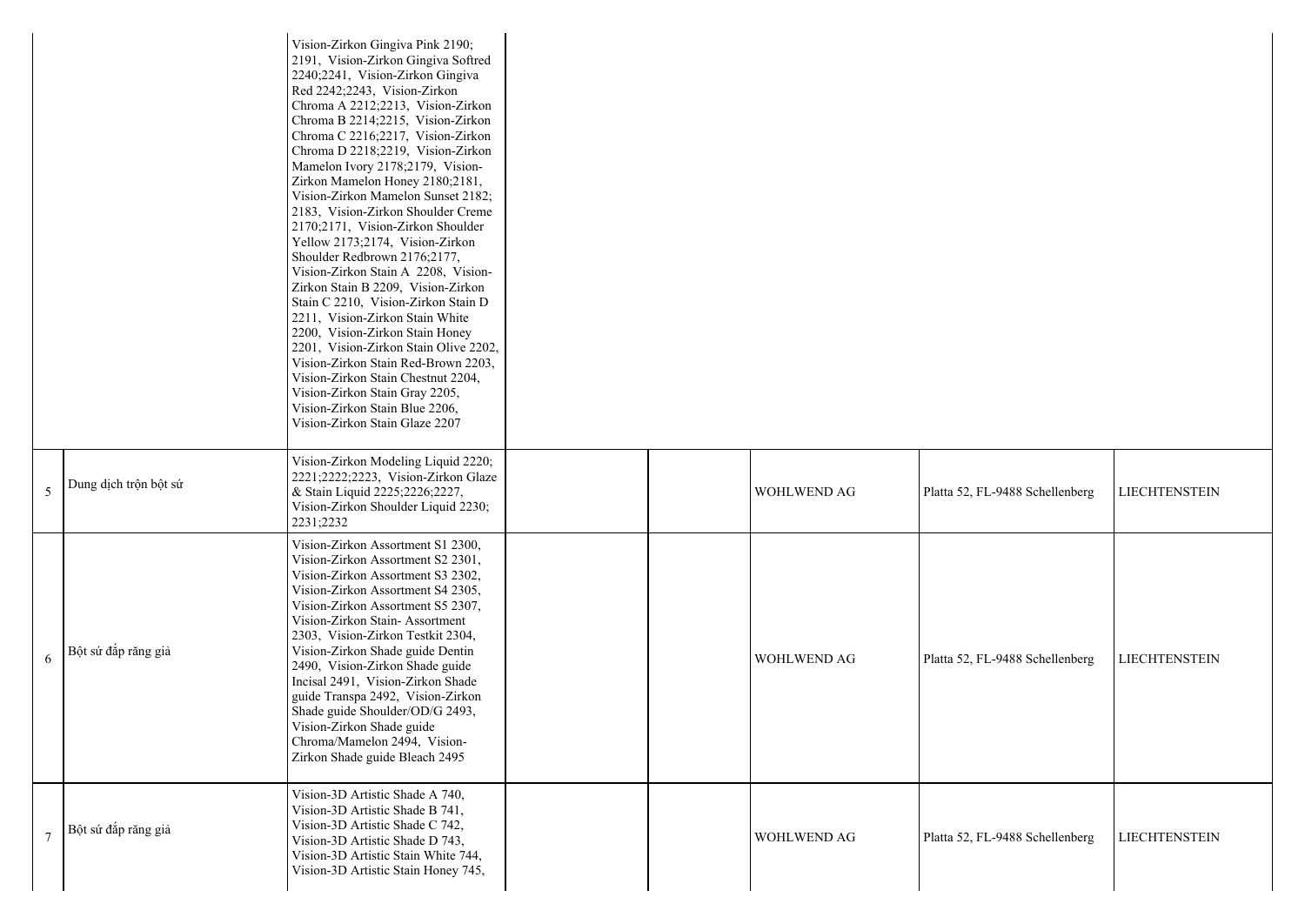| | | | | | | | |
|---|---|---|---|---|---|---|---|
| | | Vision-Zirkon Gingiva Pink 2190; 2191, Vision-Zirkon Gingiva Softred 2240;2241, Vision-Zirkon Gingiva Red 2242;2243, Vision-Zirkon Chroma A 2212;2213, Vision-Zirkon Chroma B 2214;2215, Vision-Zirkon Chroma C 2216;2217, Vision-Zirkon Chroma D 2218;2219, Vision-Zirkon Mamelon Ivory 2178;2179, Vision-Zirkon Mamelon Honey 2180;2181, Vision-Zirkon Mamelon Sunset 2182; 2183, Vision-Zirkon Shoulder Creme 2170;2171, Vision-Zirkon Shoulder Yellow 2173;2174, Vision-Zirkon Shoulder Redbrown 2176;2177, Vision-Zirkon Stain A 2208, Vision-Zirkon Stain B 2209, Vision-Zirkon Stain C 2210, Vision-Zirkon Stain D 2211, Vision-Zirkon Stain White 2200, Vision-Zirkon Stain Honey 2201, Vision-Zirkon Stain Olive 2202, Vision-Zirkon Stain Red-Brown 2203, Vision-Zirkon Stain Chestnut 2204, Vision-Zirkon Stain Gray 2205, Vision-Zirkon Stain Blue 2206, Vision-Zirkon Stain Glaze 2207 | | | | | |
| 5 | Dung dịch trộn bột sứ | Vision-Zirkon Modeling Liquid 2220; 2221;2222;2223, Vision-Zirkon Glaze & Stain Liquid 2225;2226;2227, Vision-Zirkon Shoulder Liquid 2230; 2231;2232 | | | WOHLWEND AG | Platta 52, FL-9488 Schellenberg | LIECHTENSTEIN |
| 6 | Bột sứ đắp răng giả | Vision-Zirkon Assortment S1 2300, Vision-Zirkon Assortment S2 2301, Vision-Zirkon Assortment S3 2302, Vision-Zirkon Assortment S4 2305, Vision-Zirkon Assortment S5 2307, Vision-Zirkon Stain- Assortment 2303, Vision-Zirkon Testkit 2304, Vision-Zirkon Shade guide Dentin 2490, Vision-Zirkon Shade guide Incisal 2491, Vision-Zirkon Shade guide Transpa 2492, Vision-Zirkon Shade guide Shoulder/OD/G 2493, Vision-Zirkon Shade guide Chroma/Mamelon 2494, Vision-Zirkon Shade guide Bleach 2495 | | | WOHLWEND AG | Platta 52, FL-9488 Schellenberg | LIECHTENSTEIN |
| 7 | Bột sứ đắp răng giả | Vision-3D Artistic Shade A 740, Vision-3D Artistic Shade B 741, Vision-3D Artistic Shade C 742, Vision-3D Artistic Shade D 743, Vision-3D Artistic Stain White 744, Vision-3D Artistic Stain Honey 745, | | | WOHLWEND AG | Platta 52, FL-9488 Schellenberg | LIECHTENSTEIN |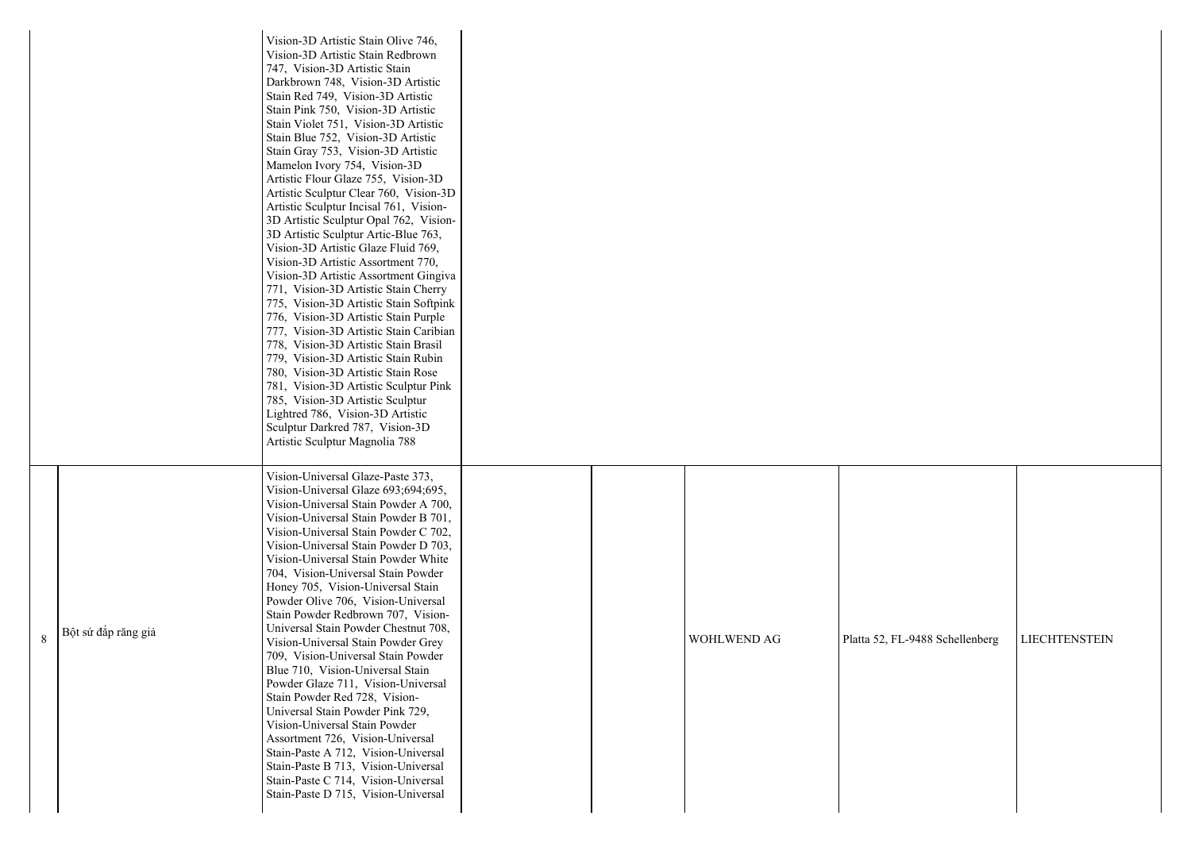|  |  |  |  |  |  |  |  |
|---|---|---|---|---|---|---|---|
|  |  | Vision-3D Artistic Stain Olive 746, Vision-3D Artistic Stain Redbrown 747, Vision-3D Artistic Stain Darkbrown 748, Vision-3D Artistic Stain Red 749, Vision-3D Artistic Stain Pink 750, Vision-3D Artistic Stain Violet 751, Vision-3D Artistic Stain Blue 752, Vision-3D Artistic Stain Gray 753, Vision-3D Artistic Mamelon Ivory 754, Vision-3D Artistic Flour Glaze 755, Vision-3D Artistic Sculptur Clear 760, Vision-3D Artistic Sculptur Incisal 761, Vision-3D Artistic Sculptur Opal 762, Vision-3D Artistic Sculptur Artic-Blue 763, Vision-3D Artistic Glaze Fluid 769, Vision-3D Artistic Assortment 770, Vision-3D Artistic Assortment Gingiva 771, Vision-3D Artistic Stain Cherry 775, Vision-3D Artistic Stain Softpink 776, Vision-3D Artistic Stain Purple 777, Vision-3D Artistic Stain Caribian 778, Vision-3D Artistic Stain Brasil 779, Vision-3D Artistic Stain Rubin 780, Vision-3D Artistic Stain Rose 781, Vision-3D Artistic Sculptur Pink 785, Vision-3D Artistic Sculptur Lightred 786, Vision-3D Artistic Sculptur Darkred 787, Vision-3D Artistic Sculptur Magnolia 788 |  |  |  |  |  |
| 8 | Bột sứ đắp răng giả | Vision-Universal Glaze-Paste 373, Vision-Universal Glaze 693;694;695, Vision-Universal Stain Powder A 700, Vision-Universal Stain Powder B 701, Vision-Universal Stain Powder C 702, Vision-Universal Stain Powder D 703, Vision-Universal Stain Powder White 704, Vision-Universal Stain Powder Honey 705, Vision-Universal Stain Powder Olive 706, Vision-Universal Stain Powder Redbrown 707, Vision-Universal Stain Powder Chestnut 708, Vision-Universal Stain Powder Grey 709, Vision-Universal Stain Powder Blue 710, Vision-Universal Stain Powder Glaze 711, Vision-Universal Stain Powder Red 728, Vision-Universal Stain Powder Pink 729, Vision-Universal Stain Powder Assortment 726, Vision-Universal Stain-Paste A 712, Vision-Universal Stain-Paste B 713, Vision-Universal Stain-Paste C 714, Vision-Universal Stain-Paste D 715, Vision-Universal |  |  | WOHLWEND AG | Platta 52, FL-9488 Schellenberg | LIECHTENSTEIN |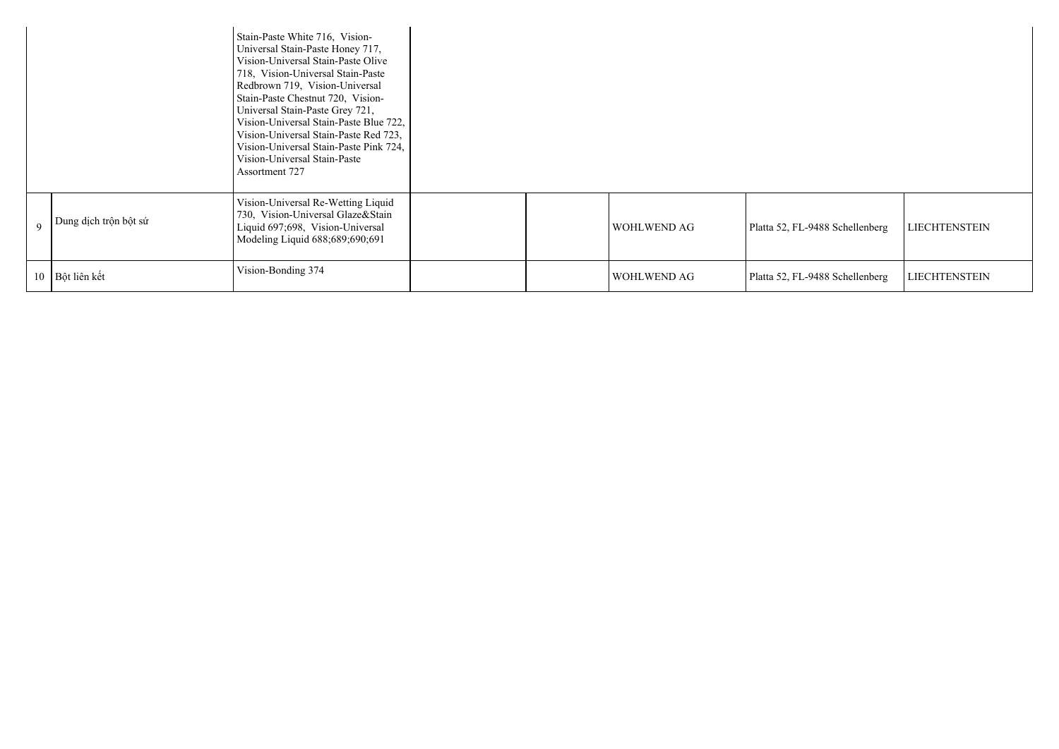| | | | | | | | |
|---|---|---|---|---|---|---|---|
| | | Stain-Paste White 716, Vision-Universal Stain-Paste Honey 717, Vision-Universal Stain-Paste Olive 718, Vision-Universal Stain-Paste Redbrown 719, Vision-Universal Stain-Paste Chestnut 720, Vision-Universal Stain-Paste Grey 721, Vision-Universal Stain-Paste Blue 722, Vision-Universal Stain-Paste Red 723, Vision-Universal Stain-Paste Pink 724, Vision-Universal Stain-Paste Assortment 727 | | | | | |
| 9 | Dung dịch trộn bột sứ | Vision-Universal Re-Wetting Liquid 730, Vision-Universal Glaze&Stain Liquid 697;698, Vision-Universal Modeling Liquid 688;689;690;691 | | | WOHLWEND AG | Platta 52, FL-9488 Schellenberg | LIECHTENSTEIN |
| 10 | Bột liên kết | Vision-Bonding 374 | | | WOHLWEND AG | Platta 52, FL-9488 Schellenberg | LIECHTENSTEIN |